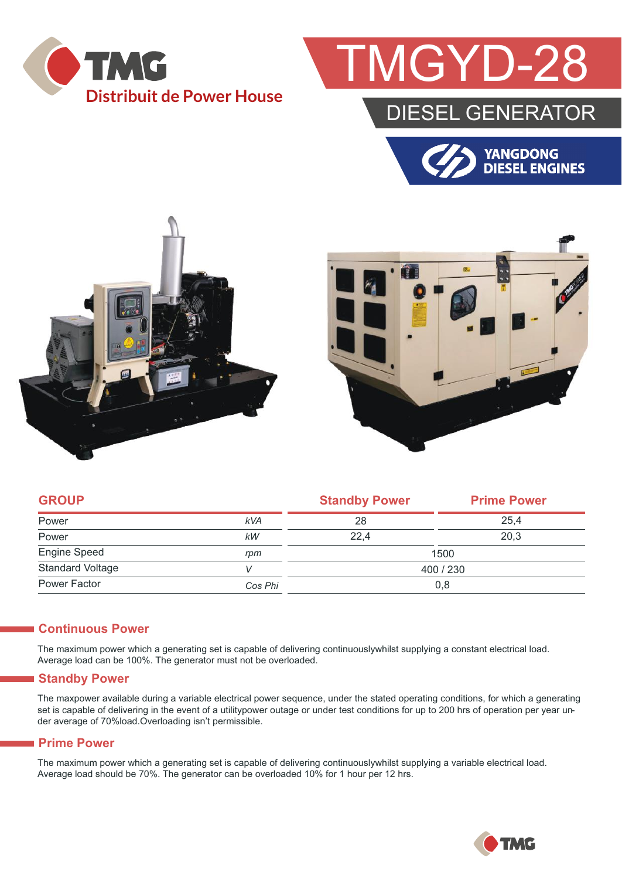TMG
Distribuit de Power House

# TMGYD-28

## DIESEL GENERATOR

YANGDONG DIESEL ENGINES

| GROUP | | Standby Power | Prime Power |
|---|---|---|---|
| Power | *kVA* | 28 | 25,4 |
| Power | *kW* | 22,4 | 20,3 |
| Engine Speed | *rpm* | 1500 | |
| Standard Voltage | *V* | 400 / 230 | |
| Power Factor | *Cos Phi* | 0,8 | |

### Continuous Power

The maximum power which a generating set is capable of delivering continuouslywhilst supplying a constant electrical load. Average load can be 100%. The generator must not be overloaded.

### Standby Power

The maxpower available during a variable electrical power sequence, under the stated operating conditions, for which a generating set is capable of delivering in the event of a utilitypower outage or under test conditions for up to 200 hrs of operation per year under average of 70%load.Overloading isn't permissible.

### Prime Power

The maximum power which a generating set is capable of delivering continuouslywhilst supplying a variable electrical load. Average load should be 70%. The generator can be overloaded 10% for 1 hour per 12 hrs.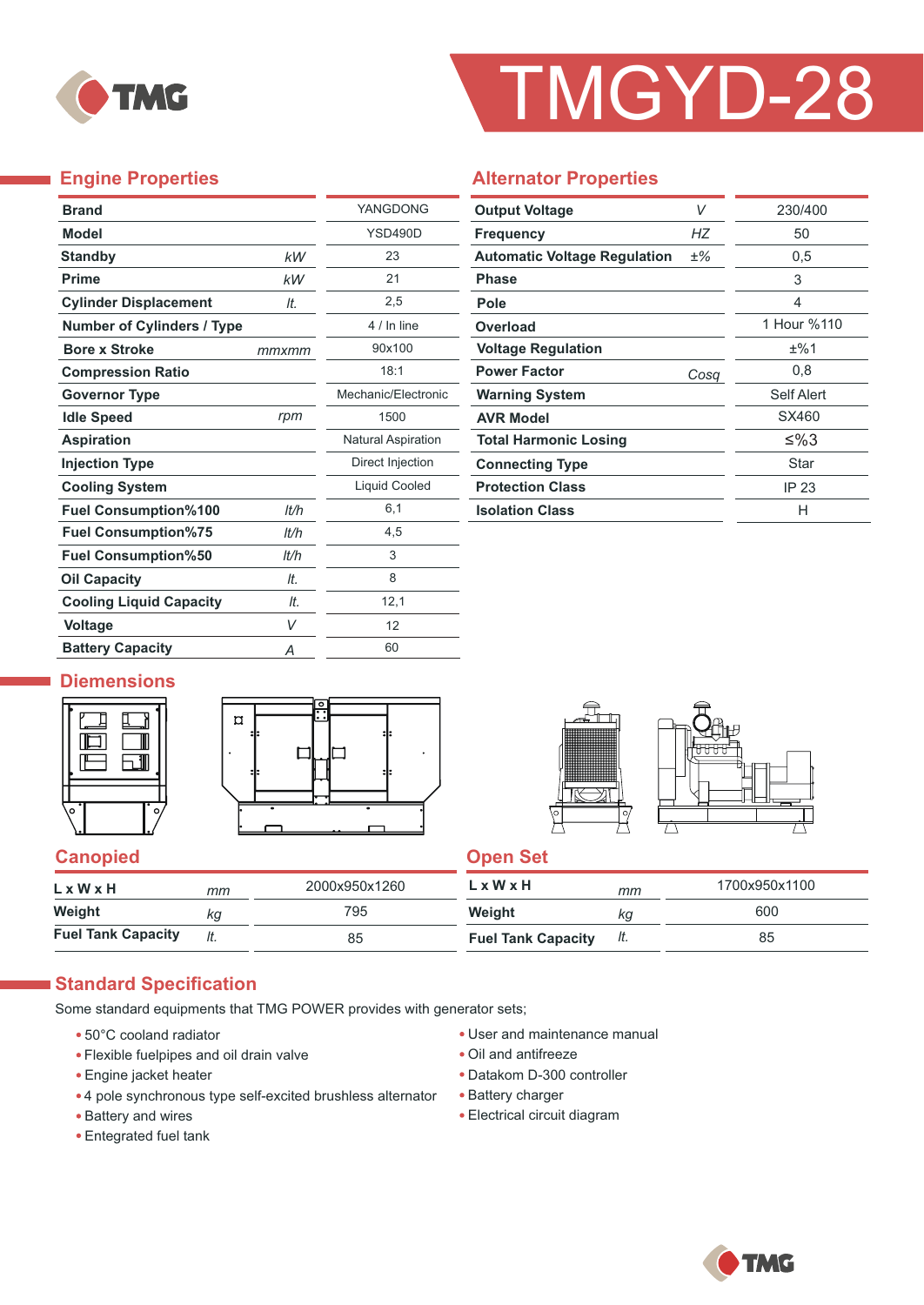# TMGYD-28

## Engine Properties

| Property | Unit | Value |
|---|---|---|
| **Brand** | | YANGDONG |
| **Model** | | YSD490D |
| **Standby** | *kW* | 23 |
| **Prime** | *kW* | 21 |
| **Cylinder Displacement** | *lt.* | 2,5 |
| **Number of Cylinders / Type** | | 4 / In line |
| **Bore x Stroke** | *mmxmm* | 90x100 |
| **Compression Ratio** | | 18:1 |
| **Governor Type** | | Mechanic/Electronic |
| **Idle Speed** | *rpm* | 1500 |
| **Aspiration** | | Natural Aspiration |
| **Injection Type** | | Direct Injection |
| **Cooling System** | | Liquid Cooled |
| **Fuel Consumption%100** | *lt/h* | 6,1 |
| **Fuel Consumption%75** | *lt/h* | 4,5 |
| **Fuel Consumption%50** | *lt/h* | 3 |
| **Oil Capacity** | *lt.* | 8 |
| **Cooling Liquid Capacity** | *lt.* | 12,1 |
| **Voltage** | *V* | 12 |
| **Battery Capacity** | *A* | 60 |

## Alternator Properties

| Property | Unit | Value |
|---|---|---|
| **Output Voltage** | *V* | 230/400 |
| **Frequency** | *HZ* | 50 |
| **Automatic Voltage Regulation** | ±% | 0,5 |
| **Phase** | | 3 |
| **Pole** | | 4 |
| **Overload** | | 1 Hour %110 |
| **Voltage Regulation** | | ±%1 |
| **Power Factor** | *Cosq* | 0,8 |
| **Warning System** | | Self Alert |
| **AVR Model** | | SX460 |
| **Total Harmonic Losing** | | ≤%3 |
| **Connecting Type** | | Star |
| **Protection Class** | | IP 23 |
| **Isolation Class** | | H |

## Diemensions

### Canopied

| Property | Unit | Value |
|---|---|---|
| **L x W x H** | *mm* | 2000x950x1260 |
| **Weight** | *kg* | 795 |
| **Fuel Tank Capacity** | *lt.* | 85 |

### Open Set

| Property | Unit | Value |
|---|---|---|
| **L x W x H** | *mm* | 1700x950x1100 |
| **Weight** | *kg* | 600 |
| **Fuel Tank Capacity** | *lt.* | 85 |

## Standard Specification

Some standard equipments that TMG POWER provides with generator sets;

- 50°C cooland radiator
- Flexible fuelpipes and oil drain valve
- Engine jacket heater
- 4 pole synchronous type self-excited brushless alternator
- Battery and wires
- Entegrated fuel tank
- User and maintenance manual
- Oil and antifreeze
- Datakom D-300 controller
- Battery charger
- Electrical circuit diagram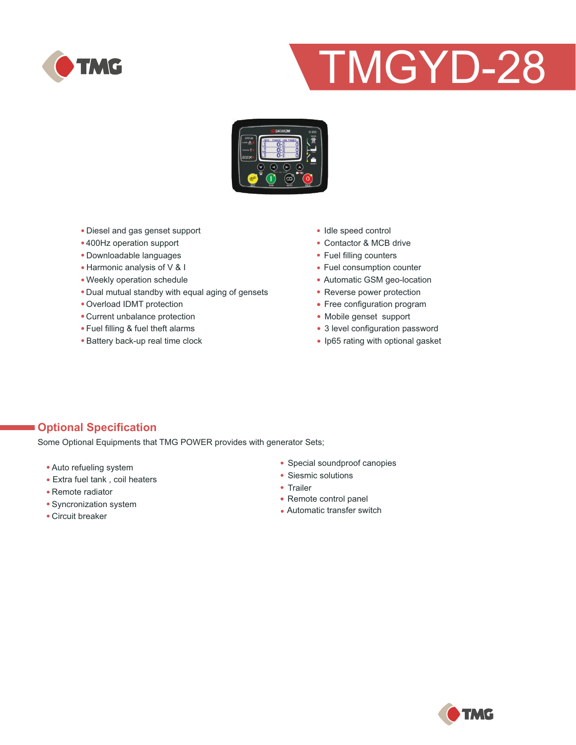# TMGYD-28

- Diesel and gas genset support
- 400Hz operation support
- Downloadable languages
- Harmonic analysis of V & I
- Weekly operation schedule
- Dual mutual standby with equal aging of gensets
- Overload IDMT protection
- Current unbalance protection
- Fuel filling & fuel theft alarms
- Battery back-up real time clock
- Idle speed control
- Contactor & MCB drive
- Fuel filling counters
- Fuel consumption counter
- Automatic GSM geo-location
- Reverse power protection
- Free configuration program
- Mobile genset support
- 3 level configuration password
- Ip65 rating with optional gasket

## Optional Specification

Some Optional Equipments that TMG POWER provides with generator Sets;

- Auto refueling system
- Extra fuel tank , coil heaters
- Remote radiator
- Syncronization system
- Circuit breaker
- Special soundproof canopies
- Siesmic solutions
- Trailer
- Remote control panel
- Automatic transfer switch